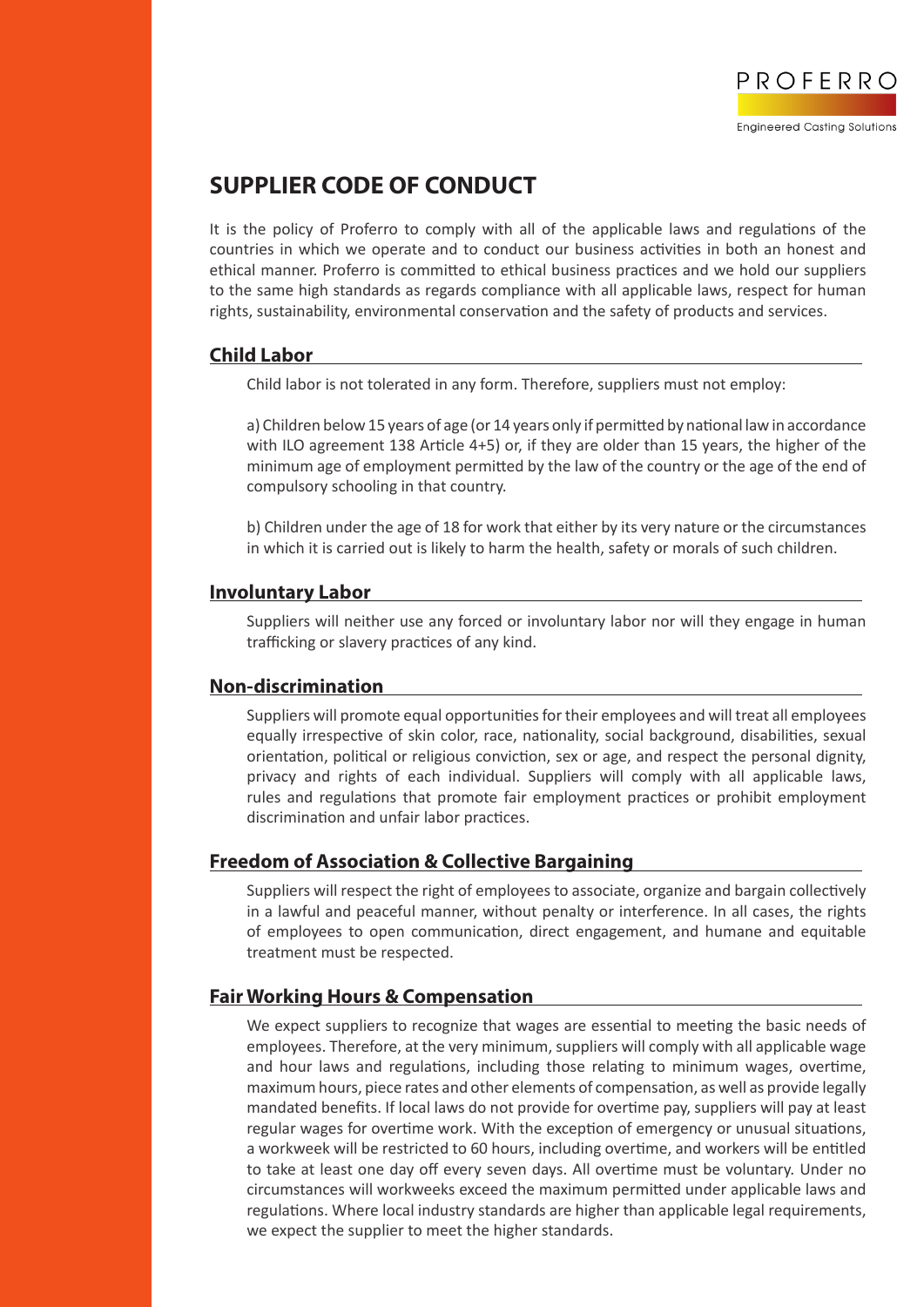PROFERRO

Engineered Casting Solutions

# SUPPLIER CODE OF CONDUCT

It is the policy of Proferro to comply with all of the applicable laws and regulations of the countries in which we operate and to conduct our business activities in both an honest and ethical manner. Proferro is committed to ethical business practices and we hold our suppliers to the same high standards as regards compliance with all applicable laws, respect for human rights, sustainability, environmental conservation and the safety of products and services.

## Child Labor

Child labor is not tolerated in any form. Therefore, suppliers must not employ:

a) Children below 15 years of age (or 14 years only if permitted by national law in accordance with ILO agreement 138 Article 4+5) or, if they are older than 15 years, the higher of the minimum age of employment permitted by the law of the country or the age of the end of compulsory schooling in that country.

b) Children under the age of 18 for work that either by its very nature or the circumstances in which it is carried out is likely to harm the health, safety or morals of such children.

## Involuntary Labor

Suppliers will neither use any forced or involuntary labor nor will they engage in human trafficking or slavery practices of any kind.

## Non-discrimination

Suppliers will promote equal opportunities for their employees and will treat all employees equally irrespective of skin color, race, nationality, social background, disabilities, sexual orientation, political or religious conviction, sex or age, and respect the personal dignity, privacy and rights of each individual. Suppliers will comply with all applicable laws, rules and regulations that promote fair employment practices or prohibit employment discrimination and unfair labor practices.

## Freedom of Association & Collective Bargaining

Suppliers will respect the right of employees to associate, organize and bargain collectively in a lawful and peaceful manner, without penalty or interference. In all cases, the rights of employees to open communication, direct engagement, and humane and equitable treatment must be respected.

## Fair Working Hours & Compensation

We expect suppliers to recognize that wages are essential to meeting the basic needs of employees. Therefore, at the very minimum, suppliers will comply with all applicable wage and hour laws and regulations, including those relating to minimum wages, overtime, maximum hours, piece rates and other elements of compensation, as well as provide legally mandated benefits. If local laws do not provide for overtime pay, suppliers will pay at least regular wages for overtime work. With the exception of emergency or unusual situations, a workweek will be restricted to 60 hours, including overtime, and workers will be entitled to take at least one day off every seven days. All overtime must be voluntary. Under no circumstances will workweeks exceed the maximum permitted under applicable laws and regulations. Where local industry standards are higher than applicable legal requirements, we expect the supplier to meet the higher standards.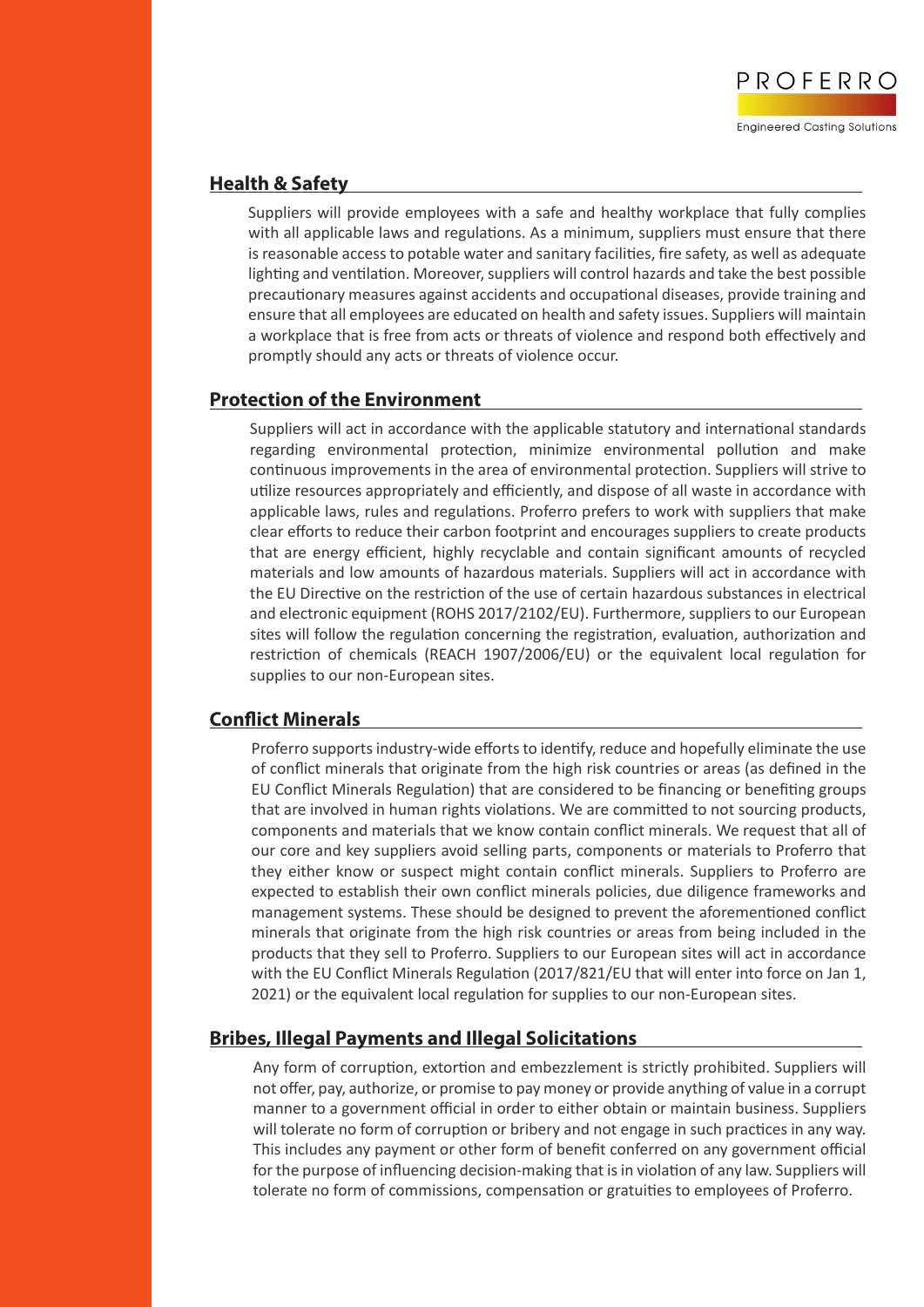## Health & Safety

Suppliers will provide employees with a safe and healthy workplace that fully complies with all applicable laws and regulations. As a minimum, suppliers must ensure that there is reasonable access to potable water and sanitary facilities, fire safety, as well as adequate lighting and ventilation. Moreover, suppliers will control hazards and take the best possible precautionary measures against accidents and occupational diseases, provide training and ensure that all employees are educated on health and safety issues. Suppliers will maintain a workplace that is free from acts or threats of violence and respond both effectively and promptly should any acts or threats of violence occur.

## Protection of the Environment

Suppliers will act in accordance with the applicable statutory and international standards regarding environmental protection, minimize environmental pollution and make continuous improvements in the area of environmental protection. Suppliers will strive to utilize resources appropriately and efficiently, and dispose of all waste in accordance with applicable laws, rules and regulations. Proferro prefers to work with suppliers that make clear efforts to reduce their carbon footprint and encourages suppliers to create products that are energy efficient, highly recyclable and contain significant amounts of recycled materials and low amounts of hazardous materials. Suppliers will act in accordance with the EU Directive on the restriction of the use of certain hazardous substances in electrical and electronic equipment (ROHS 2017/2102/EU). Furthermore, suppliers to our European sites will follow the regulation concerning the registration, evaluation, authorization and restriction of chemicals (REACH 1907/2006/EU) or the equivalent local regulation for supplies to our non-European sites.

## Conflict Minerals

Proferro supports industry-wide efforts to identify, reduce and hopefully eliminate the use of conflict minerals that originate from the high risk countries or areas (as defined in the EU Conflict Minerals Regulation) that are considered to be financing or benefiting groups that are involved in human rights violations. We are committed to not sourcing products, components and materials that we know contain conflict minerals. We request that all of our core and key suppliers avoid selling parts, components or materials to Proferro that they either know or suspect might contain conflict minerals. Suppliers to Proferro are expected to establish their own conflict minerals policies, due diligence frameworks and management systems. These should be designed to prevent the aforementioned conflict minerals that originate from the high risk countries or areas from being included in the products that they sell to Proferro. Suppliers to our European sites will act in accordance with the EU Conflict Minerals Regulation (2017/821/EU that will enter into force on Jan 1, 2021) or the equivalent local regulation for supplies to our non-European sites.

## Bribes, Illegal Payments and Illegal Solicitations

Any form of corruption, extortion and embezzlement is strictly prohibited. Suppliers will not offer, pay, authorize, or promise to pay money or provide anything of value in a corrupt manner to a government official in order to either obtain or maintain business. Suppliers will tolerate no form of corruption or bribery and not engage in such practices in any way. This includes any payment or other form of benefit conferred on any government official for the purpose of influencing decision-making that is in violation of any law. Suppliers will tolerate no form of commissions, compensation or gratuities to employees of Proferro.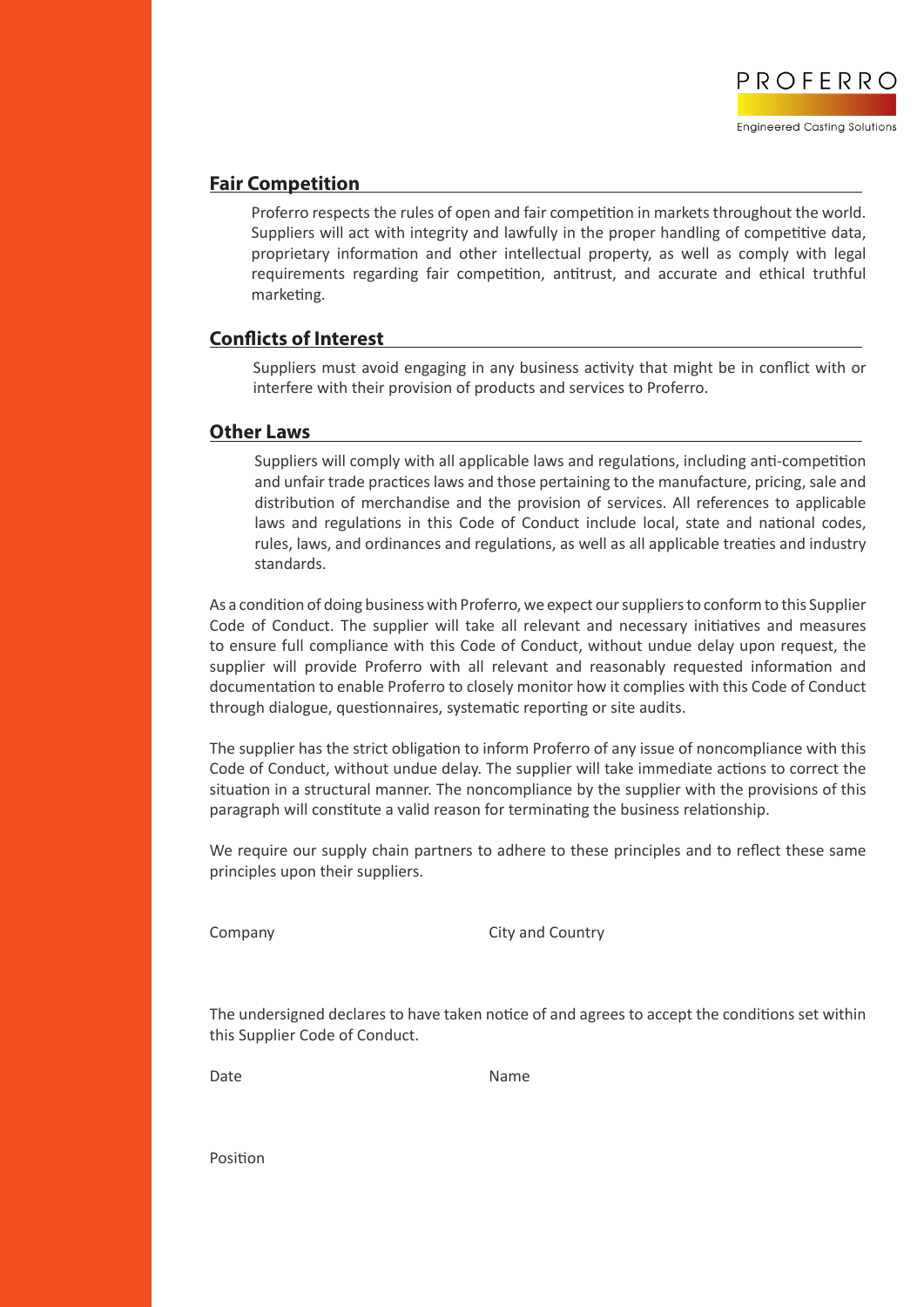## Fair Competition

Proferro respects the rules of open and fair competition in markets throughout the world. Suppliers will act with integrity and lawfully in the proper handling of competitive data, proprietary information and other intellectual property, as well as comply with legal requirements regarding fair competition, antitrust, and accurate and ethical truthful marketing.

## Conflicts of Interest

Suppliers must avoid engaging in any business activity that might be in conflict with or interfere with their provision of products and services to Proferro.

## Other Laws

Suppliers will comply with all applicable laws and regulations, including anti-competition and unfair trade practices laws and those pertaining to the manufacture, pricing, sale and distribution of merchandise and the provision of services. All references to applicable laws and regulations in this Code of Conduct include local, state and national codes, rules, laws, and ordinances and regulations, as well as all applicable treaties and industry standards.

As a condition of doing business with Proferro, we expect our suppliers to conform to this Supplier Code of Conduct. The supplier will take all relevant and necessary initiatives and measures to ensure full compliance with this Code of Conduct, without undue delay upon request, the supplier will provide Proferro with all relevant and reasonably requested information and documentation to enable Proferro to closely monitor how it complies with this Code of Conduct through dialogue, questionnaires, systematic reporting or site audits.

The supplier has the strict obligation to inform Proferro of any issue of noncompliance with this Code of Conduct, without undue delay. The supplier will take immediate actions to correct the situation in a structural manner. The noncompliance by the supplier with the provisions of this paragraph will constitute a valid reason for terminating the business relationship.

We require our supply chain partners to adhere to these principles and to reflect these same principles upon their suppliers.

Company

City and Country

The undersigned declares to have taken notice of and agrees to accept the conditions set within this Supplier Code of Conduct.

Date

Name

Position